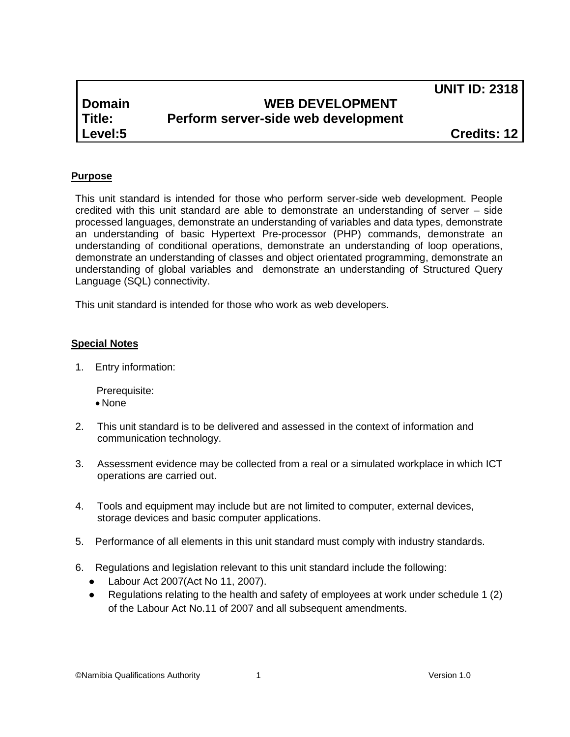| | | UNIT ID: 2318 |
|---|---|---|
| **Domain** | **WEB DEVELOPMENT** | |
| **Title:** | **Perform server-side web development** | |
| **Level:5** | | **Credits: 12** |

## Purpose

This unit standard is intended for those who perform server-side web development. People credited with this unit standard are able to demonstrate an understanding of server – side processed languages, demonstrate an understanding of variables and data types, demonstrate an understanding of basic Hypertext Pre-processor (PHP) commands, demonstrate an understanding of conditional operations, demonstrate an understanding of loop operations, demonstrate an understanding of classes and object orientated programming, demonstrate an understanding of global variables and demonstrate an understanding of Structured Query Language (SQL) connectivity.

This unit standard is intended for those who work as web developers.

## Special Notes

1. Entry information:

   Prerequisite:
   - None

2. This unit standard is to be delivered and assessed in the context of information and communication technology.

3. Assessment evidence may be collected from a real or a simulated workplace in which ICT operations are carried out.

4. Tools and equipment may include but are not limited to computer, external devices, storage devices and basic computer applications.

5. Performance of all elements in this unit standard must comply with industry standards.

6. Regulations and legislation relevant to this unit standard include the following:
   - Labour Act 2007(Act No 11, 2007).
   - Regulations relating to the health and safety of employees at work under schedule 1 (2) of the Labour Act No.11 of 2007 and all subsequent amendments.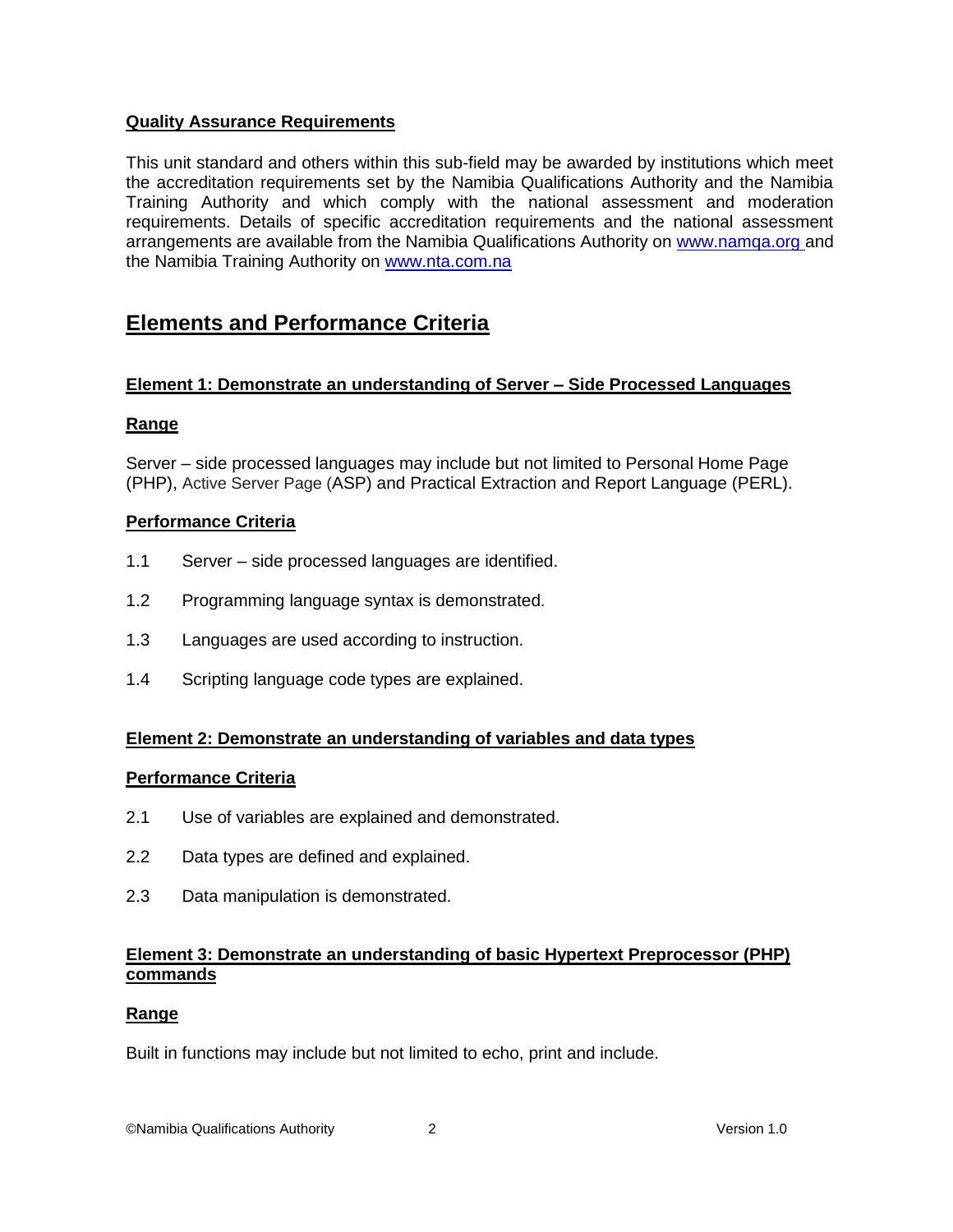**Quality Assurance Requirements**

This unit standard and others within this sub-field may be awarded by institutions which meet the accreditation requirements set by the Namibia Qualifications Authority and the Namibia Training Authority and which comply with the national assessment and moderation requirements. Details of specific accreditation requirements and the national assessment arrangements are available from the Namibia Qualifications Authority on www.namqa.org and the Namibia Training Authority on www.nta.com.na

## Elements and Performance Criteria

### Element 1: Demonstrate an understanding of Server – Side Processed Languages

**Range**

Server – side processed languages may include but not limited to Personal Home Page (PHP), Active Server Page (ASP) and Practical Extraction and Report Language (PERL).

**Performance Criteria**

1.1 Server – side processed languages are identified.

1.2 Programming language syntax is demonstrated.

1.3 Languages are used according to instruction.

1.4 Scripting language code types are explained.

### Element 2: Demonstrate an understanding of variables and data types

**Performance Criteria**

2.1 Use of variables are explained and demonstrated.

2.2 Data types are defined and explained.

2.3 Data manipulation is demonstrated.

### Element 3: Demonstrate an understanding of basic Hypertext Preprocessor (PHP) commands

**Range**

Built in functions may include but not limited to echo, print and include.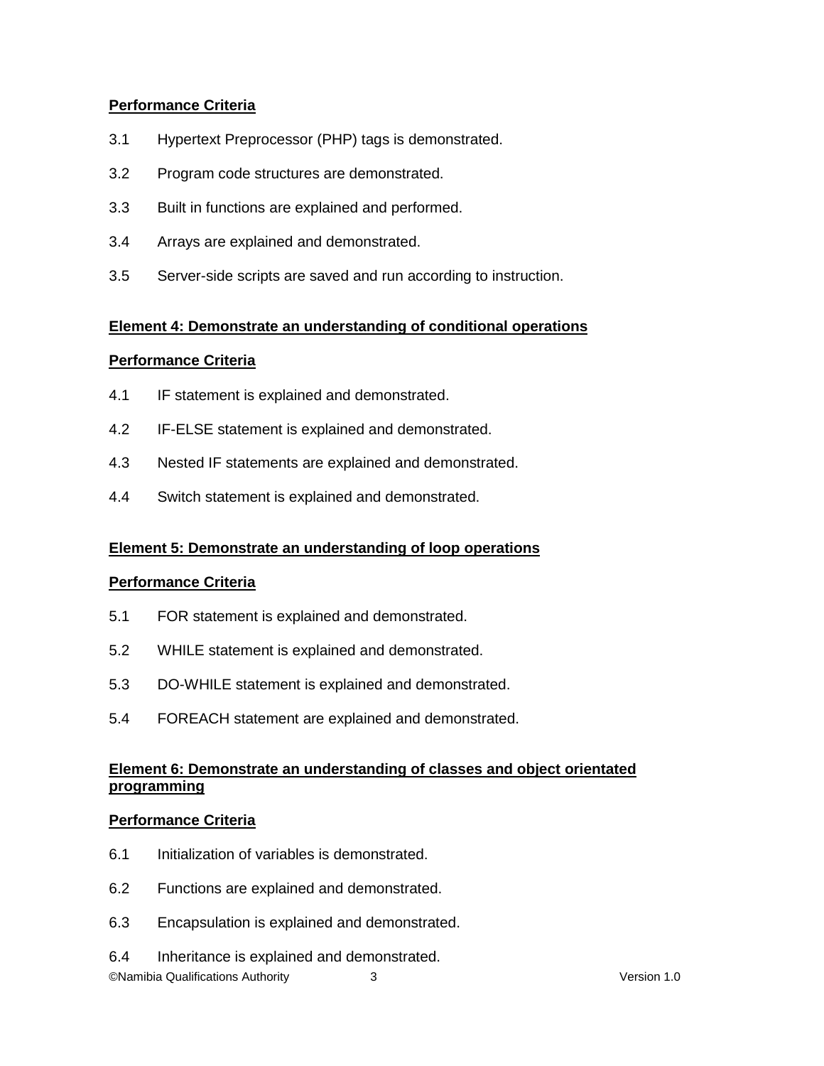**Performance Criteria**

3.1 Hypertext Preprocessor (PHP) tags is demonstrated.

3.2 Program code structures are demonstrated.

3.3 Built in functions are explained and performed.

3.4 Arrays are explained and demonstrated.

3.5 Server-side scripts are saved and run according to instruction.

**Element 4: Demonstrate an understanding of conditional operations**

**Performance Criteria**

4.1 IF statement is explained and demonstrated.

4.2 IF-ELSE statement is explained and demonstrated.

4.3 Nested IF statements are explained and demonstrated.

4.4 Switch statement is explained and demonstrated.

**Element 5: Demonstrate an understanding of loop operations**

**Performance Criteria**

5.1 FOR statement is explained and demonstrated.

5.2 WHILE statement is explained and demonstrated.

5.3 DO-WHILE statement is explained and demonstrated.

5.4 FOREACH statement are explained and demonstrated.

**Element 6: Demonstrate an understanding of classes and object orientated programming**

**Performance Criteria**

6.1 Initialization of variables is demonstrated.

6.2 Functions are explained and demonstrated.

6.3 Encapsulation is explained and demonstrated.

6.4 Inheritance is explained and demonstrated.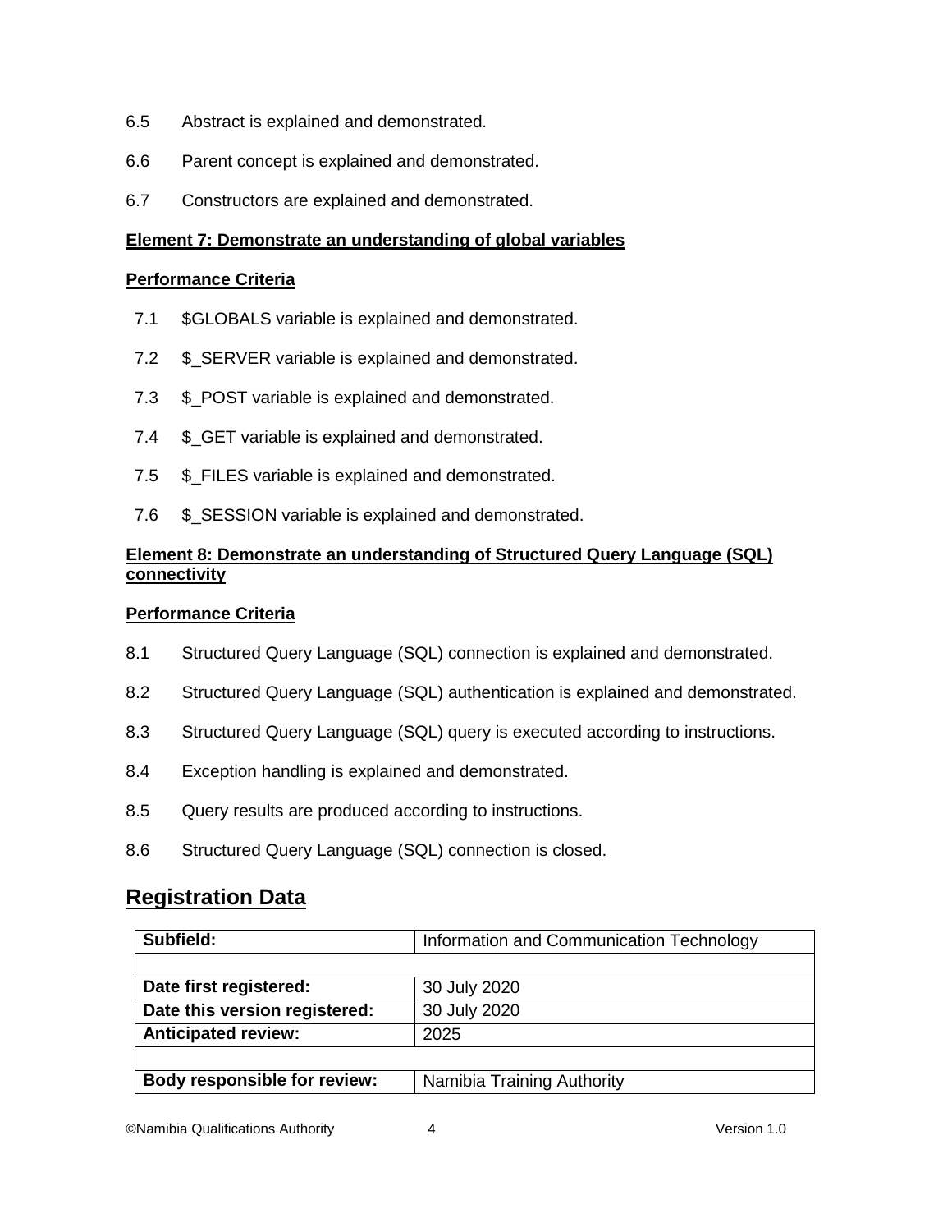6.5 Abstract is explained and demonstrated.

6.6 Parent concept is explained and demonstrated.

6.7 Constructors are explained and demonstrated.

**Element 7: Demonstrate an understanding of global variables**

**Performance Criteria**

7.1 $GLOBALS variable is explained and demonstrated.

7.2 $_SERVER variable is explained and demonstrated.

7.3 $_POST variable is explained and demonstrated.

7.4 $_GET variable is explained and demonstrated.

7.5 $_FILES variable is explained and demonstrated.

7.6 $_SESSION variable is explained and demonstrated.

**Element 8: Demonstrate an understanding of Structured Query Language (SQL) connectivity**

**Performance Criteria**

8.1 Structured Query Language (SQL) connection is explained and demonstrated.

8.2 Structured Query Language (SQL) authentication is explained and demonstrated.

8.3 Structured Query Language (SQL) query is executed according to instructions.

8.4 Exception handling is explained and demonstrated.

8.5 Query results are produced according to instructions.

8.6 Structured Query Language (SQL) connection is closed.

## Registration Data

| | |
|---|---|
| **Subfield:** | Information and Communication Technology |
| | |
| **Date first registered:** | 30 July 2020 |
| **Date this version registered:** | 30 July 2020 |
| **Anticipated review:** | 2025 |
| | |
| **Body responsible for review:** | Namibia Training Authority |